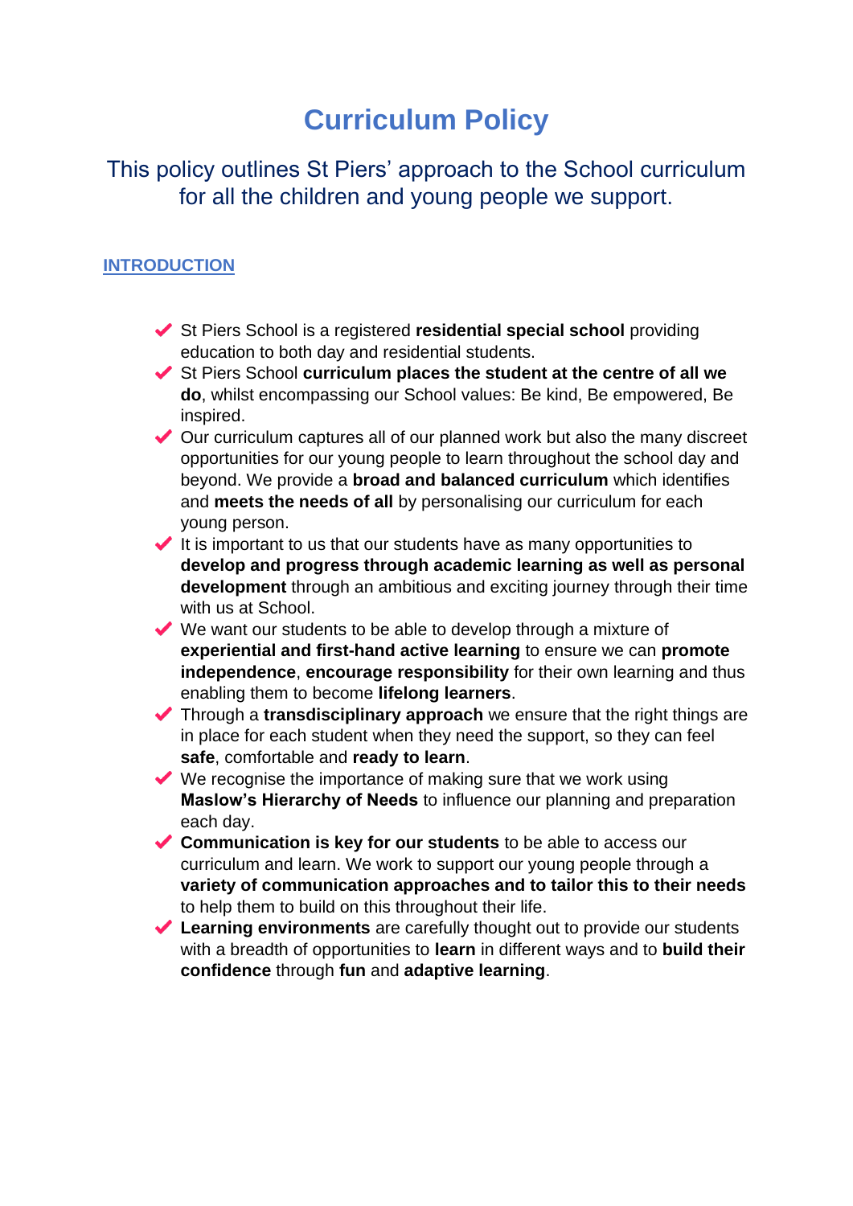# Curriculum Policy

## This policy outlines St Piers' approach to the School curriculum for all the children and young people we support.

### INTRODUCTION

- St Piers School is a registered **residential special school** providing education to both day and residential students.
- St Piers School **curriculum places the student at the centre of all we do**, whilst encompassing our School values: Be kind, Be empowered, Be inspired.
- Our curriculum captures all of our planned work but also the many discreet opportunities for our young people to learn throughout the school day and beyond. We provide a **broad and balanced curriculum** which identifies and **meets the needs of all** by personalising our curriculum for each young person.
- It is important to us that our students have as many opportunities to **develop and progress through academic learning as well as personal development** through an ambitious and exciting journey through their time with us at School.
- We want our students to be able to develop through a mixture of **experiential and first-hand active learning** to ensure we can **promote independence**, **encourage responsibility** for their own learning and thus enabling them to become **lifelong learners**.
- Through a **transdisciplinary approach** we ensure that the right things are in place for each student when they need the support, so they can feel **safe**, comfortable and **ready to learn**.
- We recognise the importance of making sure that we work using **Maslow's Hierarchy of Needs** to influence our planning and preparation each day.
- **Communication is key for our students** to be able to access our curriculum and learn. We work to support our young people through a **variety of communication approaches and to tailor this to their needs** to help them to build on this throughout their life.
- **Learning environments** are carefully thought out to provide our students with a breadth of opportunities to **learn** in different ways and to **build their confidence** through **fun** and **adaptive learning**.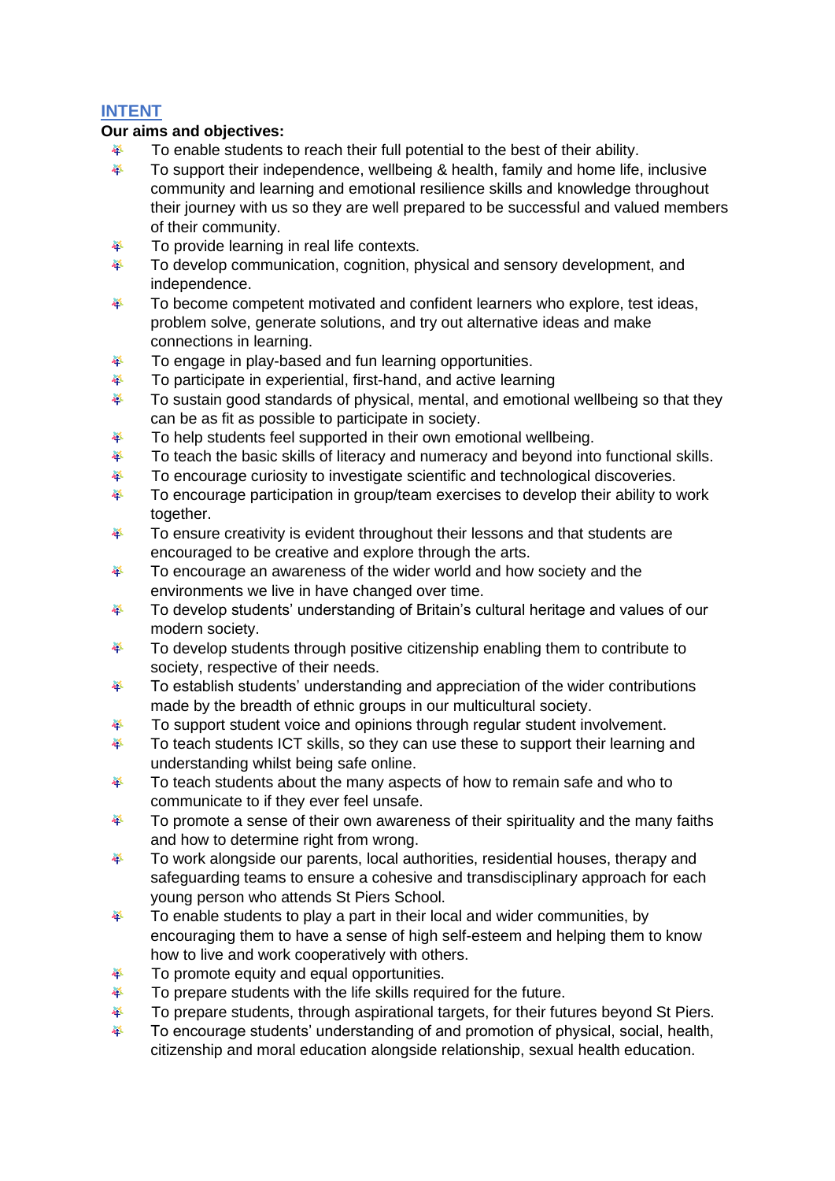## INTENT

**Our aims and objectives:**

- To enable students to reach their full potential to the best of their ability.
- To support their independence, wellbeing & health, family and home life, inclusive community and learning and emotional resilience skills and knowledge throughout their journey with us so they are well prepared to be successful and valued members of their community.
- To provide learning in real life contexts.
- To develop communication, cognition, physical and sensory development, and independence.
- To become competent motivated and confident learners who explore, test ideas, problem solve, generate solutions, and try out alternative ideas and make connections in learning.
- To engage in play-based and fun learning opportunities.
- To participate in experiential, first-hand, and active learning
- To sustain good standards of physical, mental, and emotional wellbeing so that they can be as fit as possible to participate in society.
- To help students feel supported in their own emotional wellbeing.
- To teach the basic skills of literacy and numeracy and beyond into functional skills.
- To encourage curiosity to investigate scientific and technological discoveries.
- To encourage participation in group/team exercises to develop their ability to work together.
- To ensure creativity is evident throughout their lessons and that students are encouraged to be creative and explore through the arts.
- To encourage an awareness of the wider world and how society and the environments we live in have changed over time.
- To develop students' understanding of Britain's cultural heritage and values of our modern society.
- To develop students through positive citizenship enabling them to contribute to society, respective of their needs.
- To establish students' understanding and appreciation of the wider contributions made by the breadth of ethnic groups in our multicultural society.
- To support student voice and opinions through regular student involvement.
- To teach students ICT skills, so they can use these to support their learning and understanding whilst being safe online.
- To teach students about the many aspects of how to remain safe and who to communicate to if they ever feel unsafe.
- To promote a sense of their own awareness of their spirituality and the many faiths and how to determine right from wrong.
- To work alongside our parents, local authorities, residential houses, therapy and safeguarding teams to ensure a cohesive and transdisciplinary approach for each young person who attends St Piers School.
- To enable students to play a part in their local and wider communities, by encouraging them to have a sense of high self-esteem and helping them to know how to live and work cooperatively with others.
- To promote equity and equal opportunities.
- To prepare students with the life skills required for the future.
- To prepare students, through aspirational targets, for their futures beyond St Piers.
- To encourage students' understanding of and promotion of physical, social, health, citizenship and moral education alongside relationship, sexual health education.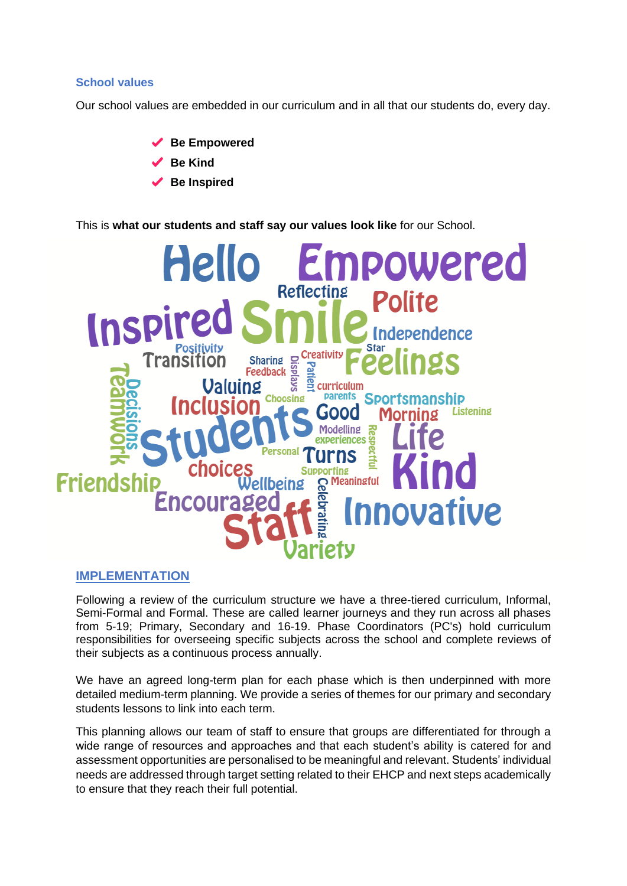### School values

Our school values are embedded in our curriculum and in all that our students do, every day.

- **Be Empowered**
- **Be Kind**
- **Be Inspired**

This is **what our students and staff say our values look like** for our School.

Hello Empowered Reflecting Polite Inspired Smile Independence Positivity Star Transition Sharing Creativity Feelings Feedback Displays Patient Teamwork Decisions Valuing curriculum parents Sportsmanship Inclusion Choosing Good Morning Listening Students Modelling experiences Respectful Life Personal Turns choices Supporting Kind Friendship Wellbeing Meaningful Encouraged Celebrating Innovative Staff Variety

## IMPLEMENTATION

Following a review of the curriculum structure we have a three-tiered curriculum, Informal, Semi-Formal and Formal. These are called learner journeys and they run across all phases from 5-19; Primary, Secondary and 16-19. Phase Coordinators (PC's) hold curriculum responsibilities for overseeing specific subjects across the school and complete reviews of their subjects as a continuous process annually.

We have an agreed long-term plan for each phase which is then underpinned with more detailed medium-term planning. We provide a series of themes for our primary and secondary students lessons to link into each term.

This planning allows our team of staff to ensure that groups are differentiated for through a wide range of resources and approaches and that each student's ability is catered for and assessment opportunities are personalised to be meaningful and relevant. Students' individual needs are addressed through target setting related to their EHCP and next steps academically to ensure that they reach their full potential.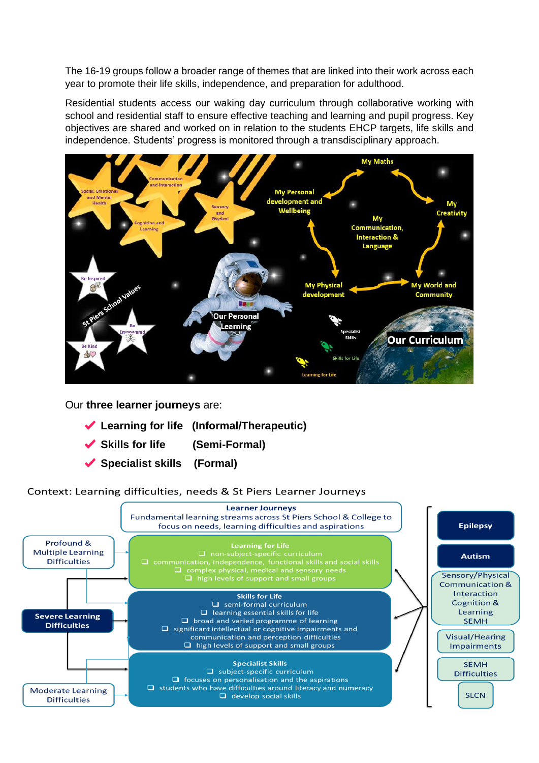The 16-19 groups follow a broader range of themes that are linked into their work across each year to promote their life skills, independence, and preparation for adulthood.

Residential students access our waking day curriculum through collaborative working with school and residential staff to ensure effective teaching and learning and pupil progress. Key objectives are shared and worked on in relation to the students EHCP targets, life skills and independence. Students' progress is monitored through a transdisciplinary approach.

Social, Emotional and Mental Health

Communication and Interaction

Cognition and Learning

Sensory and Physical

My Personal development and Wellbeing

My Maths

My Creativity

My Communication, Interaction & Language

My Physical development

My World and Community

Be Inspired

St Piers School Values

Be Empowered

Be Kind

Our Personal Learning

Specialist Skills

Skills for Life

Learning for Life

Our Curriculum

Our **three learner journeys** are:

- ✔ **Learning for life (Informal/Therapeutic)**
- ✔ **Skills for life (Semi-Formal)**
- ✔ **Specialist skills (Formal)**

Context: Learning difficulties, needs & St Piers Learner Journeys

**Learner Journeys**
Fundamental learning streams across St Piers School & College to focus on needs, learning difficulties and aspirations

Profound & Multiple Learning Difficulties

**Severe Learning Difficulties**

Moderate Learning Difficulties

**Learning for Life**
- non-subject-specific curriculum
- communication, independence, functional skills and social skills
- complex physical, medical and sensory needs
- high levels of support and small groups

**Skills for Life**
- semi-formal curriculum
- learning essential skills for life
- broad and varied programme of learning
- significant intellectual or cognitive impairments and communication and perception difficulties
- high levels of support and small groups

**Specialist Skills**
- subject-specific curriculum
- focuses on personalisation and the aspirations
- students who have difficulties around literacy and numeracy
- develop social skills

**Epilepsy**

**Autism**

Sensory/Physical
Communication & Interaction
Cognition & Learning
SEMH

Visual/Hearing Impairments

SEMH Difficulties

SLCN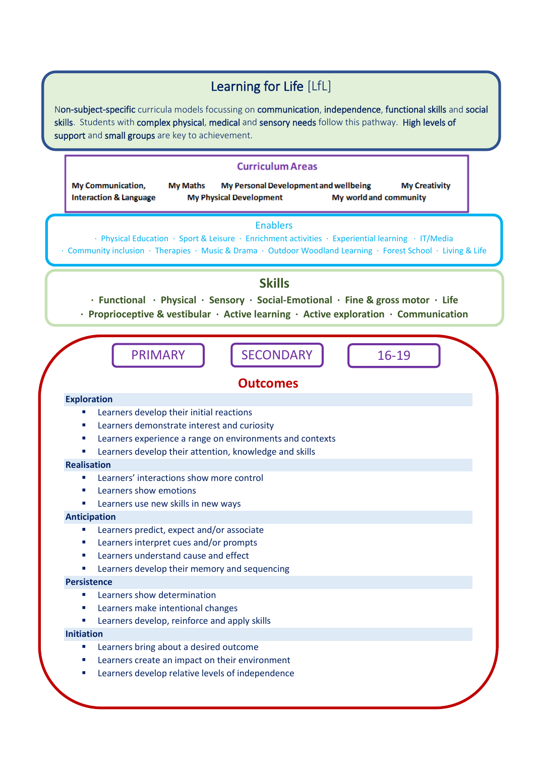# Learning for Life [LfL]

Non-subject-specific curricula models focussing on communication, independence, functional skills and social skills. Students with complex physical, medical and sensory needs follow this pathway. High levels of support and small groups are key to achievement.

## Curriculum Areas

**My Communication, Interaction & Language** · **My Maths** · **My Personal Development and wellbeing** · **My Creativity** · **My Physical Development** · **My world and community**

## Enablers

· Physical Education · Sport & Leisure · Enrichment activities · Experiential learning · IT/Media · Community inclusion · Therapies · Music & Drama · Outdoor Woodland Learning · Forest School · Living & Life

## Skills

**· Functional · Physical · Sensory · Social-Emotional · Fine & gross motor · Life · Proprioceptive & vestibular · Active learning · Active exploration · Communication**

PRIMARY | SECONDARY | 16-19

## Outcomes

**Exploration**

- Learners develop their initial reactions
- Learners demonstrate interest and curiosity
- Learners experience a range on environments and contexts
- Learners develop their attention, knowledge and skills

**Realisation**

- Learners' interactions show more control
- Learners show emotions
- Learners use new skills in new ways

**Anticipation**

- Learners predict, expect and/or associate
- Learners interpret cues and/or prompts
- Learners understand cause and effect
- Learners develop their memory and sequencing

**Persistence**

- Learners show determination
- Learners make intentional changes
- Learners develop, reinforce and apply skills

**Initiation**

- Learners bring about a desired outcome
- Learners create an impact on their environment
- Learners develop relative levels of independence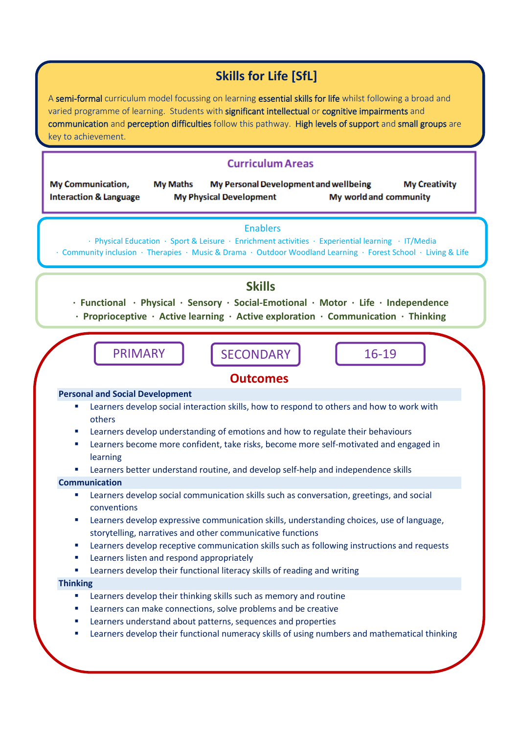# Skills for Life [SfL]

A **semi-formal** curriculum model focussing on learning **essential skills for life** whilst following a broad and varied programme of learning. Students with **significant intellectual** or **cognitive impairments** and **communication** and **perception difficulties** follow this pathway. **High levels of support** and **small groups** are key to achievement.

## Curriculum Areas

**My Communication, Interaction & Language** · **My Maths** · **My Personal Development and wellbeing** · **My Creativity** · **My Physical Development** · **My world and community**

## Enablers

· Physical Education · Sport & Leisure · Enrichment activities · Experiential learning · IT/Media · Community inclusion · Therapies · Music & Drama · Outdoor Woodland Learning · Forest School · Living & Life

## Skills

· **Functional** · **Physical** · **Sensory** · **Social-Emotional** · **Motor** · **Life** · **Independence** · **Proprioceptive** · **Active learning** · **Active exploration** · **Communication** · **Thinking**

PRIMARY | SECONDARY | 16-19

## Outcomes

**Personal and Social Development**

- Learners develop social interaction skills, how to respond to others and how to work with others
- Learners develop understanding of emotions and how to regulate their behaviours
- Learners become more confident, take risks, become more self-motivated and engaged in learning
- Learners better understand routine, and develop self-help and independence skills

**Communication**

- Learners develop social communication skills such as conversation, greetings, and social conventions
- Learners develop expressive communication skills, understanding choices, use of language, storytelling, narratives and other communicative functions
- Learners develop receptive communication skills such as following instructions and requests
- Learners listen and respond appropriately
- Learners develop their functional literacy skills of reading and writing

**Thinking**

- Learners develop their thinking skills such as memory and routine
- Learners can make connections, solve problems and be creative
- Learners understand about patterns, sequences and properties
- Learners develop their functional numeracy skills of using numbers and mathematical thinking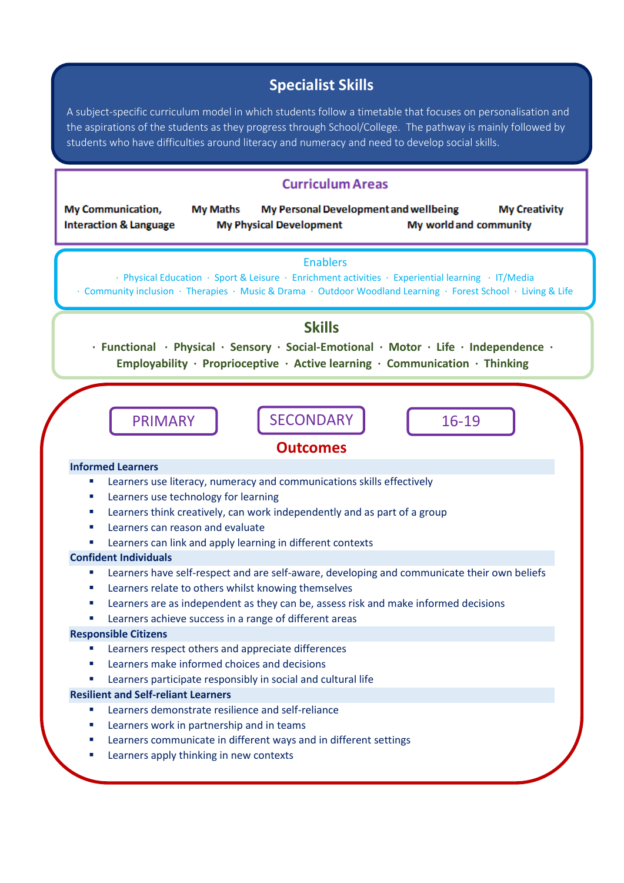# Specialist Skills

A subject-specific curriculum model in which students follow a timetable that focuses on personalisation and the aspirations of the students as they progress through School/College. The pathway is mainly followed by students who have difficulties around literacy and numeracy and need to develop social skills.

## Curriculum Areas

**My Communication, Interaction & Language** **My Maths** **My Personal Development and wellbeing** **My Creativity** **My Physical Development** **My world and community**

## Enablers

· Physical Education · Sport & Leisure · Enrichment activities · Experiential learning · IT/Media · Community inclusion · Therapies · Music & Drama · Outdoor Woodland Learning · Forest School · Living & Life

## Skills

**· Functional · Physical · Sensory · Social-Emotional · Motor · Life · Independence · Employability · Proprioceptive · Active learning · Communication · Thinking**

PRIMARY | SECONDARY | 16-19

## Outcomes

**Informed Learners**

- Learners use literacy, numeracy and communications skills effectively
- Learners use technology for learning
- Learners think creatively, can work independently and as part of a group
- Learners can reason and evaluate
- Learners can link and apply learning in different contexts

**Confident Individuals**

- Learners have self-respect and are self-aware, developing and communicate their own beliefs
- Learners relate to others whilst knowing themselves
- Learners are as independent as they can be, assess risk and make informed decisions
- Learners achieve success in a range of different areas

**Responsible Citizens**

- Learners respect others and appreciate differences
- Learners make informed choices and decisions
- Learners participate responsibly in social and cultural life

**Resilient and Self-reliant Learners**

- Learners demonstrate resilience and self-reliance
- Learners work in partnership and in teams
- Learners communicate in different ways and in different settings
- Learners apply thinking in new contexts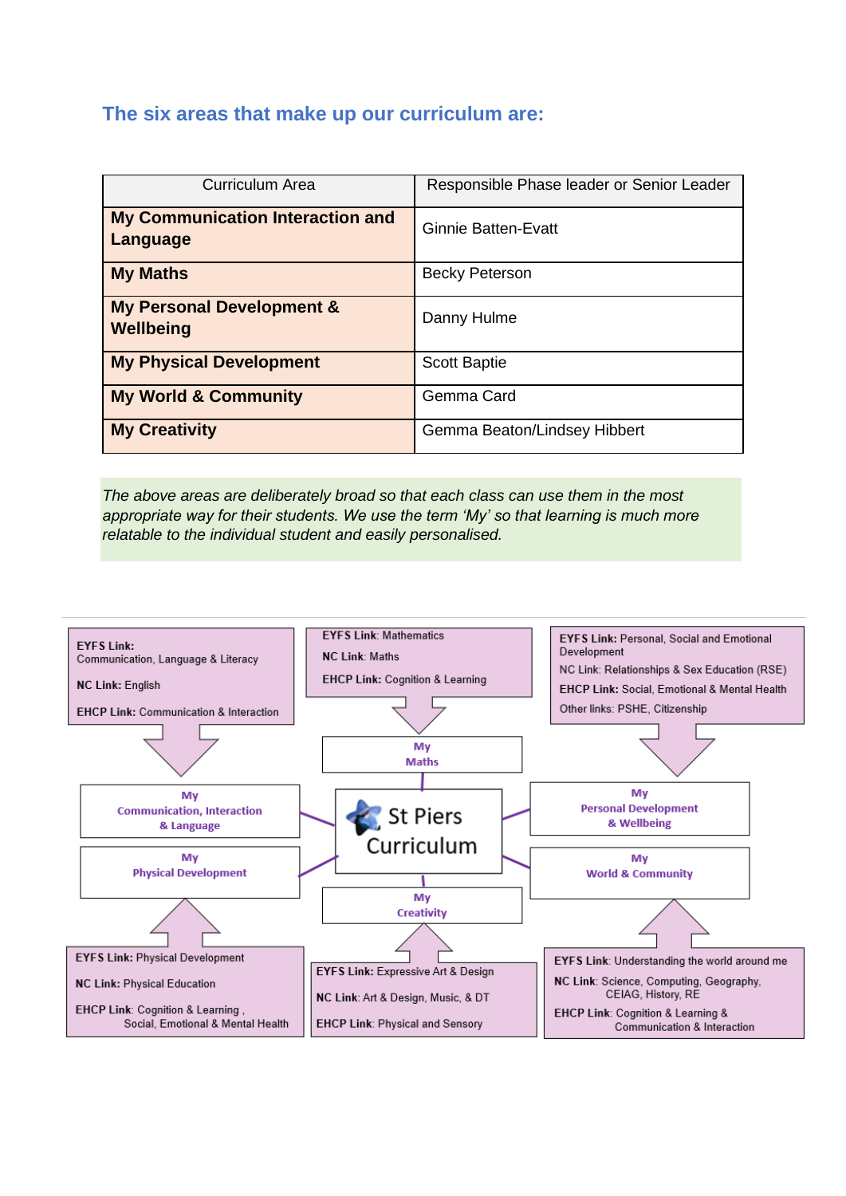## The six areas that make up our curriculum are:

| Curriculum Area | Responsible Phase leader or Senior Leader |
| --- | --- |
| **My Communication Interaction and Language** | Ginnie Batten-Evatt |
| **My Maths** | Becky Peterson |
| **My Personal Development & Wellbeing** | Danny Hulme |
| **My Physical Development** | Scott Baptie |
| **My World & Community** | Gemma Card |
| **My Creativity** | Gemma Beaton/Lindsey Hibbert |

*The above areas are deliberately broad so that each class can use them in the most appropriate way for their students. We use the term 'My' so that learning is much more relatable to the individual student and easily personalised.*

**St Piers Curriculum**

**My Communication, Interaction & Language**
- **EYFS Link:** Communication, Language & Literacy
- **NC Link:** English
- **EHCP Link:** Communication & Interaction

**My Maths**
- **EYFS Link**: Mathematics
- **NC Link**: Maths
- **EHCP Link:** Cognition & Learning

**My Personal Development & Wellbeing**
- **EYFS Link:** Personal, Social and Emotional Development
- NC Link: Relationships & Sex Education (RSE)
- **EHCP Link:** Social, Emotional & Mental Health
- Other links: PSHE, Citizenship

**My Physical Development**
- **EYFS Link:** Physical Development
- **NC Link:** Physical Education
- **EHCP Link**: Cognition & Learning , Social, Emotional & Mental Health

**My Creativity**
- **EYFS Link:** Expressive Art & Design
- **NC Link**: Art & Design, Music, & DT
- **EHCP Link**: Physical and Sensory

**My World & Community**
- **EYFS Link**: Understanding the world around me
- **NC Link**: Science, Computing, Geography, CEIAG, History, RE
- **EHCP Link**: Cognition & Learning & Communication & Interaction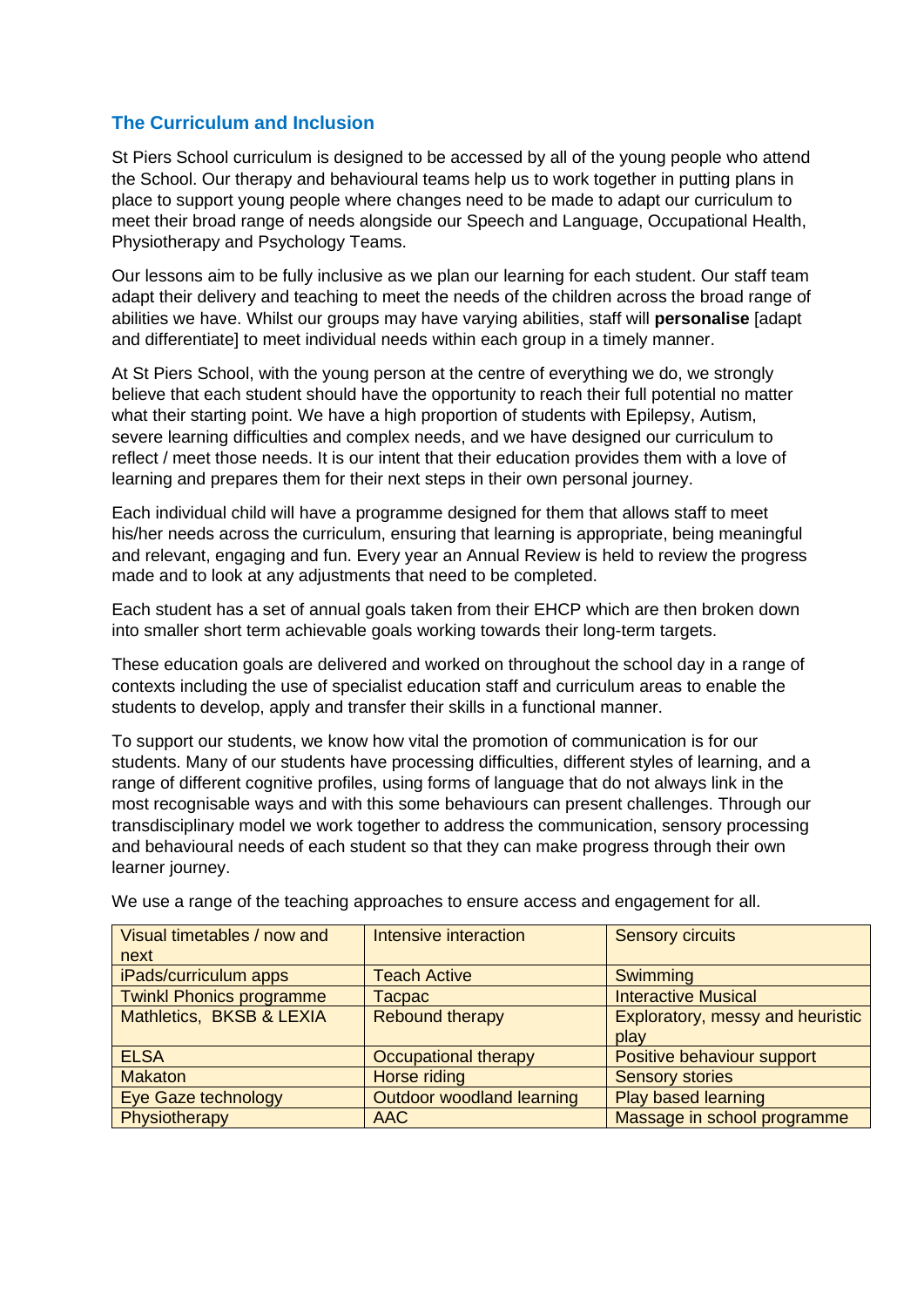## The Curriculum and Inclusion

St Piers School curriculum is designed to be accessed by all of the young people who attend the School. Our therapy and behavioural teams help us to work together in putting plans in place to support young people where changes need to be made to adapt our curriculum to meet their broad range of needs alongside our Speech and Language, Occupational Health, Physiotherapy and Psychology Teams.

Our lessons aim to be fully inclusive as we plan our learning for each student. Our staff team adapt their delivery and teaching to meet the needs of the children across the broad range of abilities we have. Whilst our groups may have varying abilities, staff will **personalise** [adapt and differentiate] to meet individual needs within each group in a timely manner.

At St Piers School, with the young person at the centre of everything we do, we strongly believe that each student should have the opportunity to reach their full potential no matter what their starting point. We have a high proportion of students with Epilepsy, Autism, severe learning difficulties and complex needs, and we have designed our curriculum to reflect / meet those needs. It is our intent that their education provides them with a love of learning and prepares them for their next steps in their own personal journey.

Each individual child will have a programme designed for them that allows staff to meet his/her needs across the curriculum, ensuring that learning is appropriate, being meaningful and relevant, engaging and fun. Every year an Annual Review is held to review the progress made and to look at any adjustments that need to be completed.

Each student has a set of annual goals taken from their EHCP which are then broken down into smaller short term achievable goals working towards their long-term targets.

These education goals are delivered and worked on throughout the school day in a range of contexts including the use of specialist education staff and curriculum areas to enable the students to develop, apply and transfer their skills in a functional manner.

To support our students, we know how vital the promotion of communication is for our students. Many of our students have processing difficulties, different styles of learning, and a range of different cognitive profiles, using forms of language that do not always link in the most recognisable ways and with this some behaviours can present challenges. Through our transdisciplinary model we work together to address the communication, sensory processing and behavioural needs of each student so that they can make progress through their own learner journey.

We use a range of the teaching approaches to ensure access and engagement for all.

| Visual timetables / now and next | Intensive interaction | Sensory circuits |
|---|---|---|
| iPads/curriculum apps | Teach Active | Swimming |
| Twinkl Phonics programme | Tacpac | Interactive Musical |
| Mathletics, BKSB & LEXIA | Rebound therapy | Exploratory, messy and heuristic play |
| ELSA | Occupational therapy | Positive behaviour support |
| Makaton | Horse riding | Sensory stories |
| Eye Gaze technology | Outdoor woodland learning | Play based learning |
| Physiotherapy | AAC | Massage in school programme |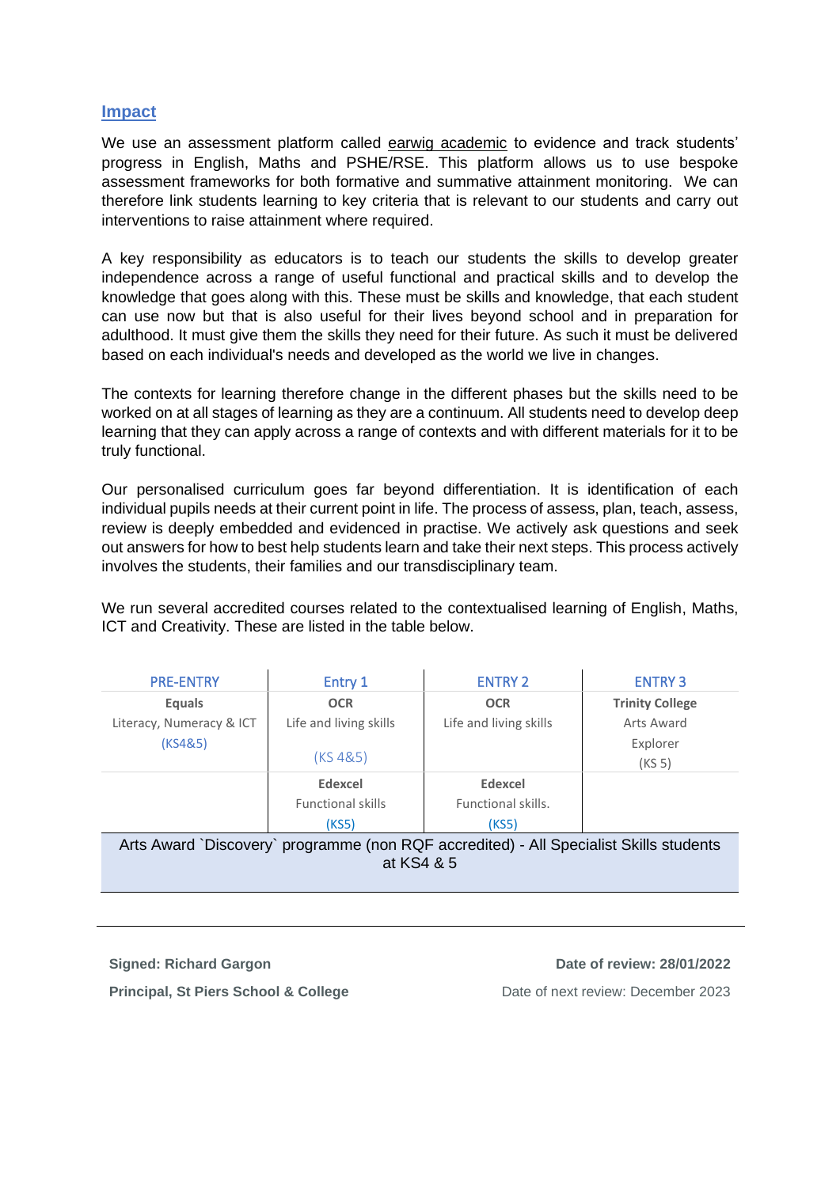## Impact

We use an assessment platform called earwig academic to evidence and track students' progress in English, Maths and PSHE/RSE. This platform allows us to use bespoke assessment frameworks for both formative and summative attainment monitoring. We can therefore link students learning to key criteria that is relevant to our students and carry out interventions to raise attainment where required.

A key responsibility as educators is to teach our students the skills to develop greater independence across a range of useful functional and practical skills and to develop the knowledge that goes along with this. These must be skills and knowledge, that each student can use now but that is also useful for their lives beyond school and in preparation for adulthood. It must give them the skills they need for their future. As such it must be delivered based on each individual's needs and developed as the world we live in changes.

The contexts for learning therefore change in the different phases but the skills need to be worked on at all stages of learning as they are a continuum. All students need to develop deep learning that they can apply across a range of contexts and with different materials for it to be truly functional.

Our personalised curriculum goes far beyond differentiation. It is identification of each individual pupils needs at their current point in life. The process of assess, plan, teach, assess, review is deeply embedded and evidenced in practise. We actively ask questions and seek out answers for how to best help students learn and take their next steps. This process actively involves the students, their families and our transdisciplinary team.

We run several accredited courses related to the contextualised learning of English, Maths, ICT and Creativity. These are listed in the table below.

| PRE-ENTRY | Entry 1 | ENTRY 2 | ENTRY 3 |
|---|---|---|---|
| **Equals**<br>Literacy, Numeracy & ICT<br>(KS4&5) | **OCR**<br>Life and living skills<br>(KS 4&5) | **OCR**<br>Life and living skills | **Trinity College**<br>Arts Award<br>Explorer<br>(KS 5) |
| | **Edexcel**<br>Functional skills<br>(KS5) | **Edexcel**<br>Functional skills.<br>(KS5) | |
| Arts Award `Discovery` programme (non RQF accredited) - All Specialist Skills students at KS4 & 5 | | | |

**Signed: Richard Gargon**

**Principal, St Piers School & College**

**Date of review: 28/01/2022**

Date of next review: December 2023